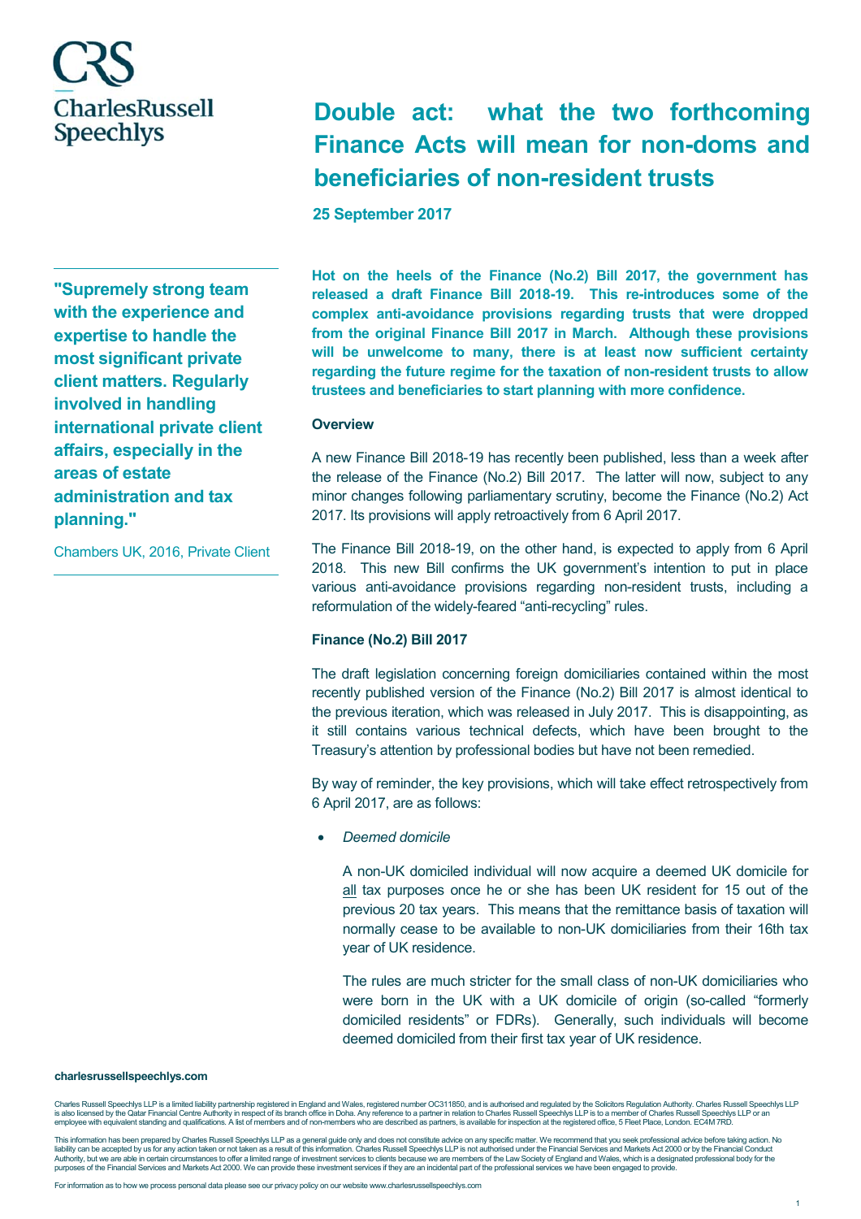CRS
CharlesRussell
Speechlys

# Double act: what the two forthcoming Finance Acts will mean for non-doms and beneficiaries of non-resident trusts

**25 September 2017**

> **"Supremely strong team with the experience and expertise to handle the most significant private client matters. Regularly involved in handling international private client affairs, especially in the areas of estate administration and tax planning."**
>
> Chambers UK, 2016, Private Client

**Hot on the heels of the Finance (No.2) Bill 2017, the government has released a draft Finance Bill 2018-19. This re-introduces some of the complex anti-avoidance provisions regarding trusts that were dropped from the original Finance Bill 2017 in March. Although these provisions will be unwelcome to many, there is at least now sufficient certainty regarding the future regime for the taxation of non-resident trusts to allow trustees and beneficiaries to start planning with more confidence.**

**Overview**

A new Finance Bill 2018-19 has recently been published, less than a week after the release of the Finance (No.2) Bill 2017. The latter will now, subject to any minor changes following parliamentary scrutiny, become the Finance (No.2) Act 2017. Its provisions will apply retroactively from 6 April 2017.

The Finance Bill 2018-19, on the other hand, is expected to apply from 6 April 2018. This new Bill confirms the UK government's intention to put in place various anti-avoidance provisions regarding non-resident trusts, including a reformulation of the widely-feared "anti-recycling" rules.

**Finance (No.2) Bill 2017**

The draft legislation concerning foreign domiciliaries contained within the most recently published version of the Finance (No.2) Bill 2017 is almost identical to the previous iteration, which was released in July 2017. This is disappointing, as it still contains various technical defects, which have been brought to the Treasury's attention by professional bodies but have not been remedied.

By way of reminder, the key provisions, which will take effect retrospectively from 6 April 2017, are as follows:

- *Deemed domicile*

  A non-UK domiciled individual will now acquire a deemed UK domicile for <u>all</u> tax purposes once he or she has been UK resident for 15 out of the previous 20 tax years. This means that the remittance basis of taxation will normally cease to be available to non-UK domiciliaries from their 16th tax year of UK residence.

  The rules are much stricter for the small class of non-UK domiciliaries who were born in the UK with a UK domicile of origin (so-called "formerly domiciled residents" or FDRs). Generally, such individuals will become deemed domiciled from their first tax year of UK residence.

charlesrussellspeechlys.com

Charles Russell Speechlys LLP is a limited liability partnership registered in England and Wales, registered number OC311850, and is authorised and regulated by the Solicitors Regulation Authority. Charles Russell Speechlys LLP is also licensed by the Qatar Financial Centre Authority in respect of its branch office in Doha. Any reference to a partner in relation to Charles Russell Speechlys LLP is to a member of Charles Russell Speechlys LLP or an employee with equivalent standing and qualifications. A list of members and of non-members who are described as partners, is available for inspection at the registered office, 5 Fleet Place, London. EC4M 7RD.

This information has been prepared by Charles Russell Speechlys LLP as a general guide only and does not constitute advice on any specific matter. We recommend that you seek professional advice before taking action. No liability can be accepted by us for any action taken or not taken as a result of this information. Charles Russell Speechlys LLP is not authorised under the Financial Services and Markets Act 2000 or by the Financial Conduct Authority, but we are able in certain circumstances to offer a limited range of investment services to clients because we are members of the Law Society of England and Wales, which is a designated professional body for the purposes of the Financial Services and Markets Act 2000. We can provide these investment services if they are an incidental part of the professional services we have been engaged to provide.

For information as to how we process personal data please see our privacy policy on our website www.charlesrussellspeechlys.com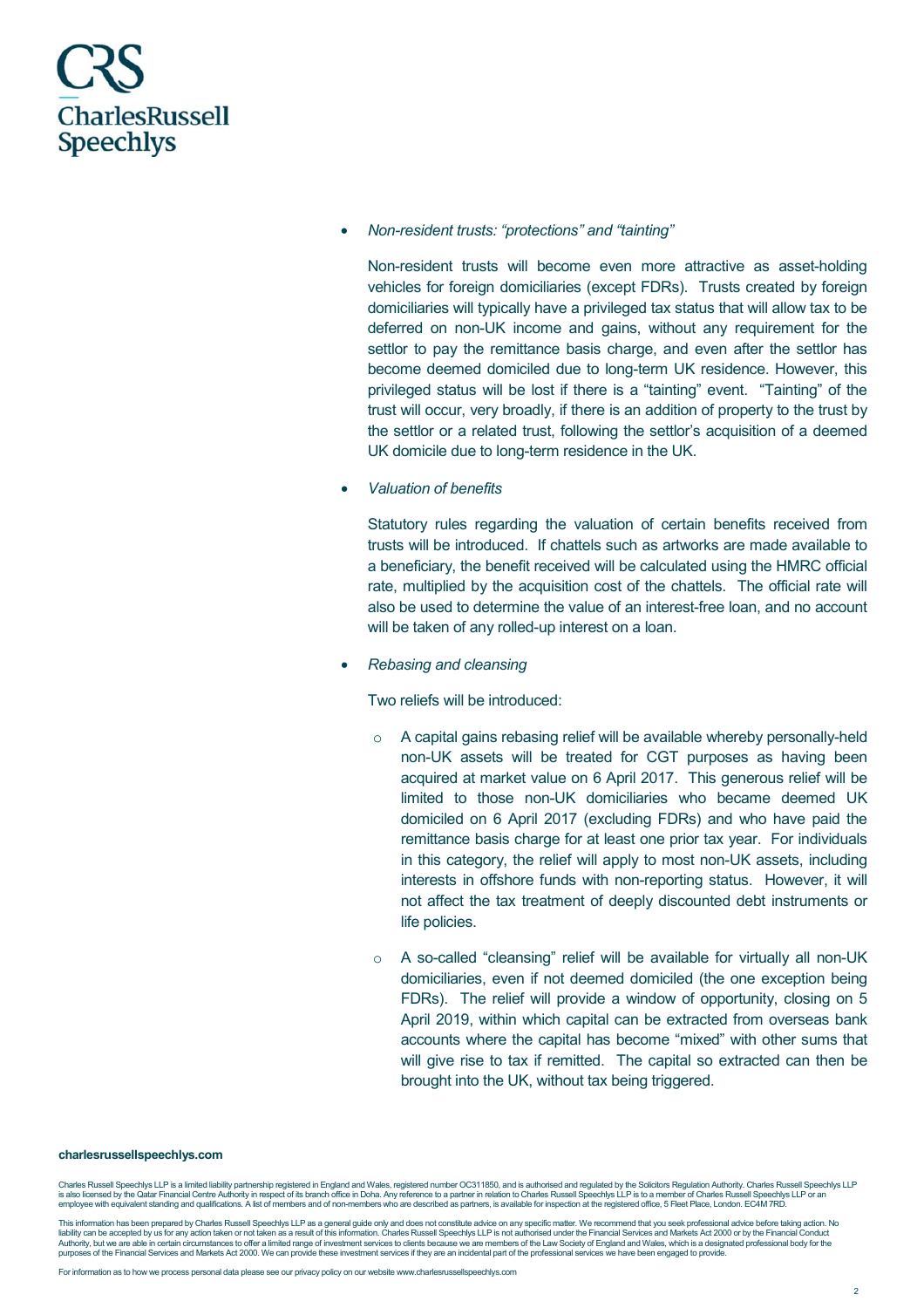- *Non-resident trusts: "protections" and "tainting"*

  Non-resident trusts will become even more attractive as asset-holding vehicles for foreign domiciliaries (except FDRs). Trusts created by foreign domiciliaries will typically have a privileged tax status that will allow tax to be deferred on non-UK income and gains, without any requirement for the settlor to pay the remittance basis charge, and even after the settlor has become deemed domiciled due to long-term UK residence. However, this privileged status will be lost if there is a "tainting" event. "Tainting" of the trust will occur, very broadly, if there is an addition of property to the trust by the settlor or a related trust, following the settlor's acquisition of a deemed UK domicile due to long-term residence in the UK.

- *Valuation of benefits*

  Statutory rules regarding the valuation of certain benefits received from trusts will be introduced. If chattels such as artworks are made available to a beneficiary, the benefit received will be calculated using the HMRC official rate, multiplied by the acquisition cost of the chattels. The official rate will also be used to determine the value of an interest-free loan, and no account will be taken of any rolled-up interest on a loan.

- *Rebasing and cleansing*

  Two reliefs will be introduced:

  - A capital gains rebasing relief will be available whereby personally-held non-UK assets will be treated for CGT purposes as having been acquired at market value on 6 April 2017. This generous relief will be limited to those non-UK domiciliaries who became deemed UK domiciled on 6 April 2017 (excluding FDRs) and who have paid the remittance basis charge for at least one prior tax year. For individuals in this category, the relief will apply to most non-UK assets, including interests in offshore funds with non-reporting status. However, it will not affect the tax treatment of deeply discounted debt instruments or life policies.

  - A so-called "cleansing" relief will be available for virtually all non-UK domiciliaries, even if not deemed domiciled (the one exception being FDRs). The relief will provide a window of opportunity, closing on 5 April 2019, within which capital can be extracted from overseas bank accounts where the capital has become "mixed" with other sums that will give rise to tax if remitted. The capital so extracted can then be brought into the UK, without tax being triggered.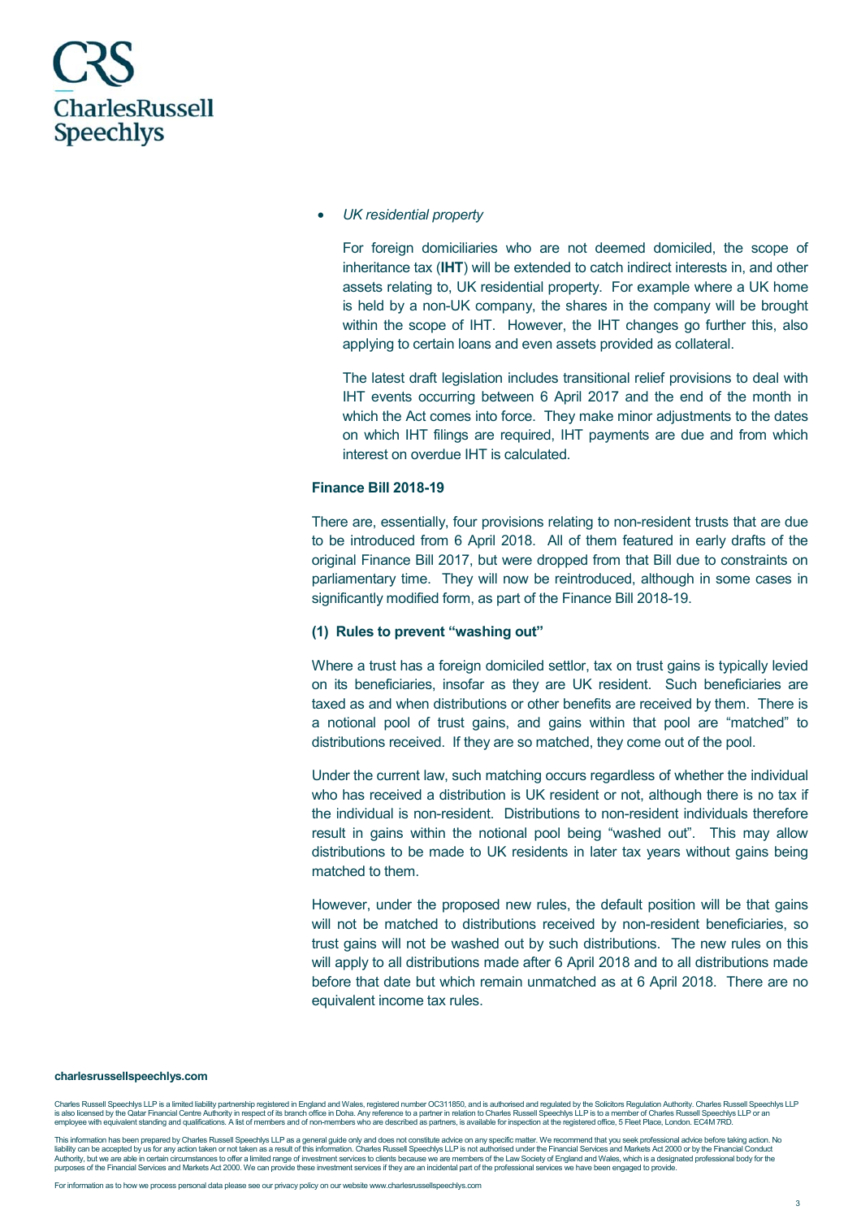- *UK residential property*

  For foreign domiciliaries who are not deemed domiciled, the scope of inheritance tax (**IHT**) will be extended to catch indirect interests in, and other assets relating to, UK residential property. For example where a UK home is held by a non-UK company, the shares in the company will be brought within the scope of IHT. However, the IHT changes go further this, also applying to certain loans and even assets provided as collateral.

  The latest draft legislation includes transitional relief provisions to deal with IHT events occurring between 6 April 2017 and the end of the month in which the Act comes into force. They make minor adjustments to the dates on which IHT filings are required, IHT payments are due and from which interest on overdue IHT is calculated.

**Finance Bill 2018-19**

There are, essentially, four provisions relating to non-resident trusts that are due to be introduced from 6 April 2018. All of them featured in early drafts of the original Finance Bill 2017, but were dropped from that Bill due to constraints on parliamentary time. They will now be reintroduced, although in some cases in significantly modified form, as part of the Finance Bill 2018-19.

**(1) Rules to prevent "washing out"**

Where a trust has a foreign domiciled settlor, tax on trust gains is typically levied on its beneficiaries, insofar as they are UK resident. Such beneficiaries are taxed as and when distributions or other benefits are received by them. There is a notional pool of trust gains, and gains within that pool are "matched" to distributions received. If they are so matched, they come out of the pool.

Under the current law, such matching occurs regardless of whether the individual who has received a distribution is UK resident or not, although there is no tax if the individual is non-resident. Distributions to non-resident individuals therefore result in gains within the notional pool being "washed out". This may allow distributions to be made to UK residents in later tax years without gains being matched to them.

However, under the proposed new rules, the default position will be that gains will not be matched to distributions received by non-resident beneficiaries, so trust gains will not be washed out by such distributions. The new rules on this will apply to all distributions made after 6 April 2018 and to all distributions made before that date but which remain unmatched as at 6 April 2018. There are no equivalent income tax rules.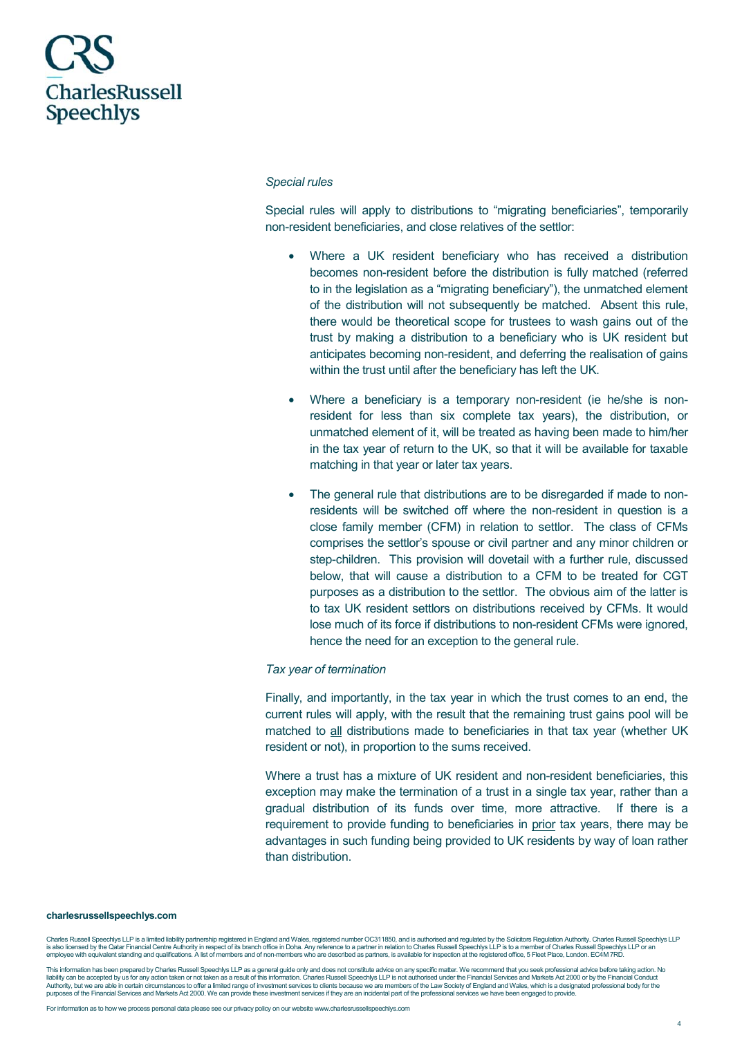*Special rules*

Special rules will apply to distributions to "migrating beneficiaries", temporarily non-resident beneficiaries, and close relatives of the settlor:

- Where a UK resident beneficiary who has received a distribution becomes non-resident before the distribution is fully matched (referred to in the legislation as a "migrating beneficiary"), the unmatched element of the distribution will not subsequently be matched. Absent this rule, there would be theoretical scope for trustees to wash gains out of the trust by making a distribution to a beneficiary who is UK resident but anticipates becoming non-resident, and deferring the realisation of gains within the trust until after the beneficiary has left the UK.

- Where a beneficiary is a temporary non-resident (ie he/she is non-resident for less than six complete tax years), the distribution, or unmatched element of it, will be treated as having been made to him/her in the tax year of return to the UK, so that it will be available for taxable matching in that year or later tax years.

- The general rule that distributions are to be disregarded if made to non-residents will be switched off where the non-resident in question is a close family member (CFM) in relation to settlor. The class of CFMs comprises the settlor's spouse or civil partner and any minor children or step-children. This provision will dovetail with a further rule, discussed below, that will cause a distribution to a CFM to be treated for CGT purposes as a distribution to the settlor. The obvious aim of the latter is to tax UK resident settlors on distributions received by CFMs. It would lose much of its force if distributions to non-resident CFMs were ignored, hence the need for an exception to the general rule.

*Tax year of termination*

Finally, and importantly, in the tax year in which the trust comes to an end, the current rules will apply, with the result that the remaining trust gains pool will be matched to <u>all</u> distributions made to beneficiaries in that tax year (whether UK resident or not), in proportion to the sums received.

Where a trust has a mixture of UK resident and non-resident beneficiaries, this exception may make the termination of a trust in a single tax year, rather than a gradual distribution of its funds over time, more attractive. If there is a requirement to provide funding to beneficiaries in <u>prior</u> tax years, there may be advantages in such funding being provided to UK residents by way of loan rather than distribution.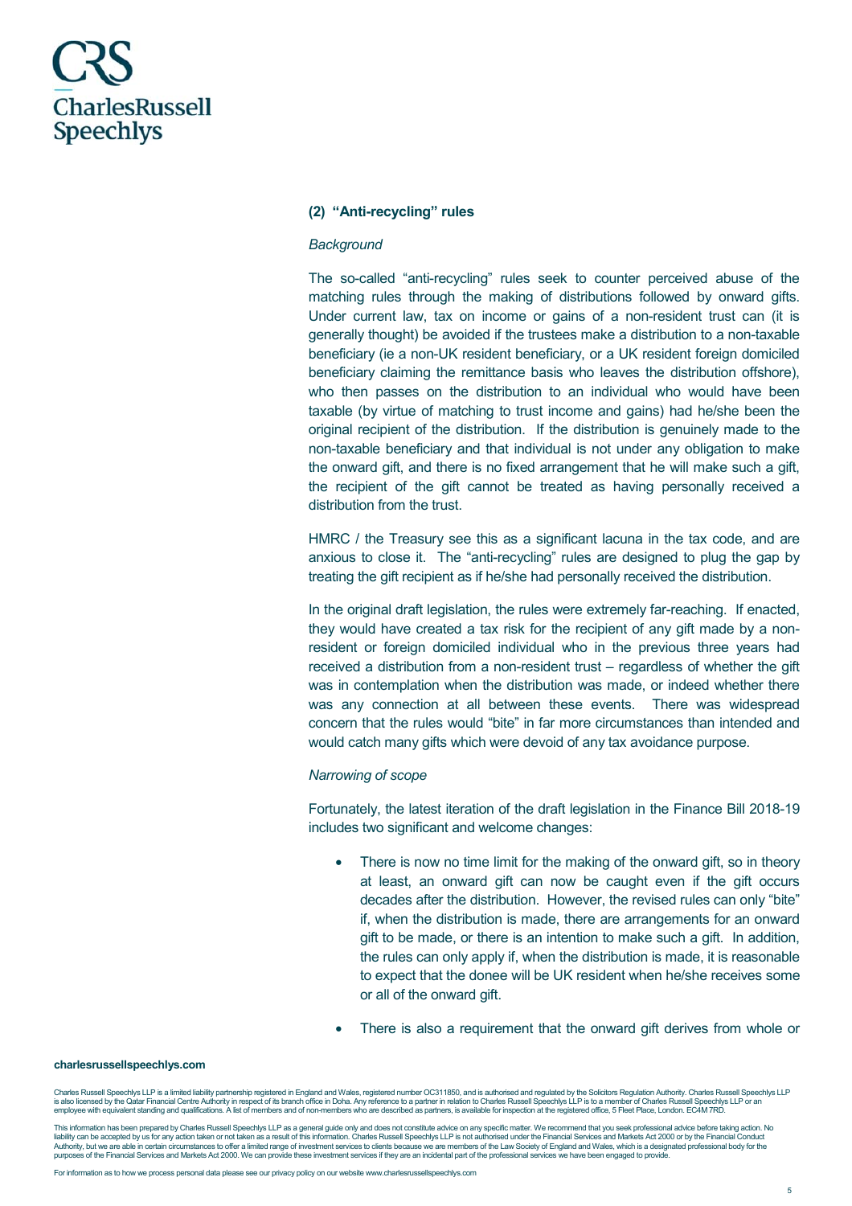### (2) "Anti-recycling" rules

*Background*

The so-called "anti-recycling" rules seek to counter perceived abuse of the matching rules through the making of distributions followed by onward gifts. Under current law, tax on income or gains of a non-resident trust can (it is generally thought) be avoided if the trustees make a distribution to a non-taxable beneficiary (ie a non-UK resident beneficiary, or a UK resident foreign domiciled beneficiary claiming the remittance basis who leaves the distribution offshore), who then passes on the distribution to an individual who would have been taxable (by virtue of matching to trust income and gains) had he/she been the original recipient of the distribution. If the distribution is genuinely made to the non-taxable beneficiary and that individual is not under any obligation to make the onward gift, and there is no fixed arrangement that he will make such a gift, the recipient of the gift cannot be treated as having personally received a distribution from the trust.

HMRC / the Treasury see this as a significant lacuna in the tax code, and are anxious to close it. The "anti-recycling" rules are designed to plug the gap by treating the gift recipient as if he/she had personally received the distribution.

In the original draft legislation, the rules were extremely far-reaching. If enacted, they would have created a tax risk for the recipient of any gift made by a non-resident or foreign domiciled individual who in the previous three years had received a distribution from a non-resident trust – regardless of whether the gift was in contemplation when the distribution was made, or indeed whether there was any connection at all between these events. There was widespread concern that the rules would "bite" in far more circumstances than intended and would catch many gifts which were devoid of any tax avoidance purpose.

*Narrowing of scope*

Fortunately, the latest iteration of the draft legislation in the Finance Bill 2018-19 includes two significant and welcome changes:

- There is now no time limit for the making of the onward gift, so in theory at least, an onward gift can now be caught even if the gift occurs decades after the distribution. However, the revised rules can only "bite" if, when the distribution is made, there are arrangements for an onward gift to be made, or there is an intention to make such a gift. In addition, the rules can only apply if, when the distribution is made, it is reasonable to expect that the donee will be UK resident when he/she receives some or all of the onward gift.
- There is also a requirement that the onward gift derives from whole or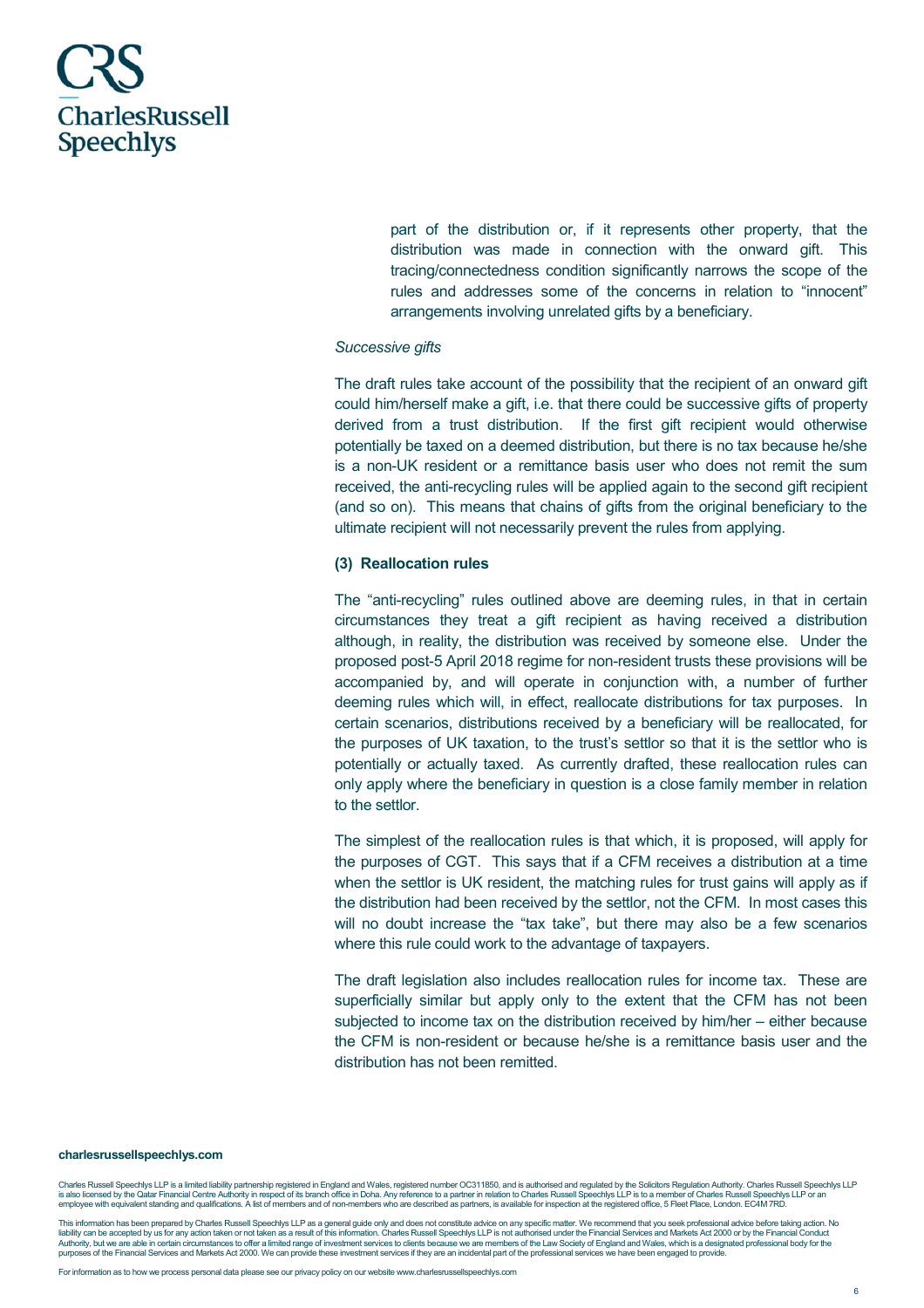part of the distribution or, if it represents other property, that the distribution was made in connection with the onward gift. This tracing/connectedness condition significantly narrows the scope of the rules and addresses some of the concerns in relation to "innocent" arrangements involving unrelated gifts by a beneficiary.

*Successive gifts*

The draft rules take account of the possibility that the recipient of an onward gift could him/herself make a gift, i.e. that there could be successive gifts of property derived from a trust distribution. If the first gift recipient would otherwise potentially be taxed on a deemed distribution, but there is no tax because he/she is a non-UK resident or a remittance basis user who does not remit the sum received, the anti-recycling rules will be applied again to the second gift recipient (and so on). This means that chains of gifts from the original beneficiary to the ultimate recipient will not necessarily prevent the rules from applying.

**(3) Reallocation rules**

The "anti-recycling" rules outlined above are deeming rules, in that in certain circumstances they treat a gift recipient as having received a distribution although, in reality, the distribution was received by someone else. Under the proposed post-5 April 2018 regime for non-resident trusts these provisions will be accompanied by, and will operate in conjunction with, a number of further deeming rules which will, in effect, reallocate distributions for tax purposes. In certain scenarios, distributions received by a beneficiary will be reallocated, for the purposes of UK taxation, to the trust's settlor so that it is the settlor who is potentially or actually taxed. As currently drafted, these reallocation rules can only apply where the beneficiary in question is a close family member in relation to the settlor.

The simplest of the reallocation rules is that which, it is proposed, will apply for the purposes of CGT. This says that if a CFM receives a distribution at a time when the settlor is UK resident, the matching rules for trust gains will apply as if the distribution had been received by the settlor, not the CFM. In most cases this will no doubt increase the "tax take", but there may also be a few scenarios where this rule could work to the advantage of taxpayers.

The draft legislation also includes reallocation rules for income tax. These are superficially similar but apply only to the extent that the CFM has not been subjected to income tax on the distribution received by him/her – either because the CFM is non-resident or because he/she is a remittance basis user and the distribution has not been remitted.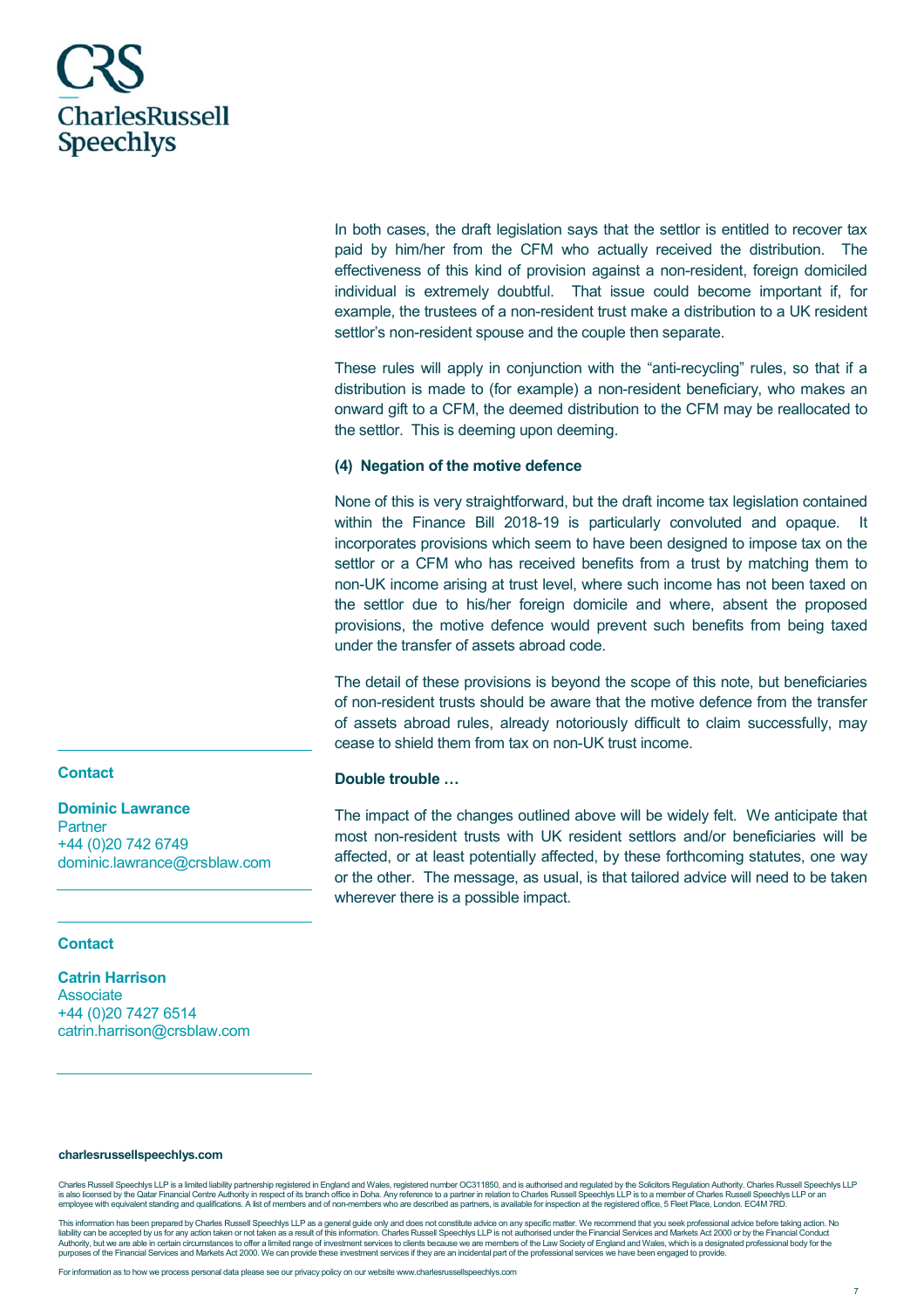In both cases, the draft legislation says that the settlor is entitled to recover tax paid by him/her from the CFM who actually received the distribution. The effectiveness of this kind of provision against a non-resident, foreign domiciled individual is extremely doubtful. That issue could become important if, for example, the trustees of a non-resident trust make a distribution to a UK resident settlor's non-resident spouse and the couple then separate.

These rules will apply in conjunction with the "anti-recycling" rules, so that if a distribution is made to (for example) a non-resident beneficiary, who makes an onward gift to a CFM, the deemed distribution to the CFM may be reallocated to the settlor. This is deeming upon deeming.

**(4) Negation of the motive defence**

None of this is very straightforward, but the draft income tax legislation contained within the Finance Bill 2018-19 is particularly convoluted and opaque. It incorporates provisions which seem to have been designed to impose tax on the settlor or a CFM who has received benefits from a trust by matching them to non-UK income arising at trust level, where such income has not been taxed on the settlor due to his/her foreign domicile and where, absent the proposed provisions, the motive defence would prevent such benefits from being taxed under the transfer of assets abroad code.

The detail of these provisions is beyond the scope of this note, but beneficiaries of non-resident trusts should be aware that the motive defence from the transfer of assets abroad rules, already notoriously difficult to claim successfully, may cease to shield them from tax on non-UK trust income.

**Double trouble …**

The impact of the changes outlined above will be widely felt. We anticipate that most non-resident trusts with UK resident settlors and/or beneficiaries will be affected, or at least potentially affected, by these forthcoming statutes, one way or the other. The message, as usual, is that tailored advice will need to be taken wherever there is a possible impact.

**Contact**

**Dominic Lawrance**
Partner
+44 (0)20 742 6749
dominic.lawrance@crsblaw.com

**Contact**

**Catrin Harrison**
Associate
+44 (0)20 7427 6514
catrin.harrison@crsblaw.com

**charlesrussellspeechlys.com**

Charles Russell Speechlys LLP is a limited liability partnership registered in England and Wales, registered number OC311850, and is authorised and regulated by the Solicitors Regulation Authority. Charles Russell Speechlys LLP is also licensed by the Qatar Financial Centre Authority in respect of its branch office in Doha. Any reference to a partner in relation to Charles Russell Speechlys LLP is to a member of Charles Russell Speechlys LLP or an employee with equivalent standing and qualifications. A list of members and of non-members who are described as partners, is available for inspection at the registered office, 5 Fleet Place, London. EC4M 7RD.

This information has been prepared by Charles Russell Speechlys LLP as a general guide only and does not constitute advice on any specific matter. We recommend that you seek professional advice before taking action. No liability can be accepted by us for any action taken or not taken as a result of this information. Charles Russell Speechlys LLP is not authorised under the Financial Services and Markets Act 2000 or by the Financial Conduct Authority, but we are able in certain circumstances to offer a limited range of investment services to clients because we are members of the Law Society of England and Wales, which is a designated professional body for the purposes of the Financial Services and Markets Act 2000. We can provide these investment services if they are an incidental part of the professional services we have been engaged to provide.

For information as to how we process personal data please see our privacy policy on our website www.charlesrussellspeechlys.com